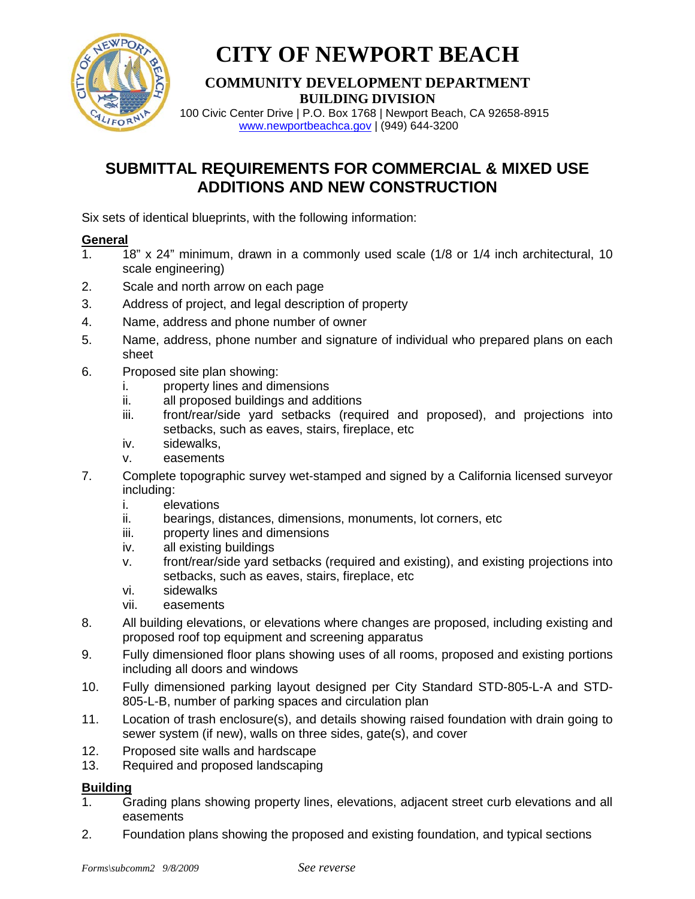# CITY OF NEWPORT BEACH

**COMMUNITY DEVELOPMENT DEPARTMENT**
**BUILDING DIVISION**
100 Civic Center Drive | P.O. Box 1768 | Newport Beach, CA 92658-8915
www.newportbeachca.gov | (949) 644-3200

## SUBMITTAL REQUIREMENTS FOR COMMERCIAL & MIXED USE ADDITIONS AND NEW CONSTRUCTION

Six sets of identical blueprints, with the following information:

### General

1. 18" x 24" minimum, drawn in a commonly used scale (1/8 or 1/4 inch architectural, 10 scale engineering)
2. Scale and north arrow on each page
3. Address of project, and legal description of property
4. Name, address and phone number of owner
5. Name, address, phone number and signature of individual who prepared plans on each sheet
6. Proposed site plan showing:
   - i. property lines and dimensions
   - ii. all proposed buildings and additions
   - iii. front/rear/side yard setbacks (required and proposed), and projections into setbacks, such as eaves, stairs, fireplace, etc
   - iv. sidewalks,
   - v. easements
7. Complete topographic survey wet-stamped and signed by a California licensed surveyor including:
   - i. elevations
   - ii. bearings, distances, dimensions, monuments, lot corners, etc
   - iii. property lines and dimensions
   - iv. all existing buildings
   - v. front/rear/side yard setbacks (required and existing), and existing projections into setbacks, such as eaves, stairs, fireplace, etc
   - vi. sidewalks
   - vii. easements
8. All building elevations, or elevations where changes are proposed, including existing and proposed roof top equipment and screening apparatus
9. Fully dimensioned floor plans showing uses of all rooms, proposed and existing portions including all doors and windows
10. Fully dimensioned parking layout designed per City Standard STD-805-L-A and STD-805-L-B, number of parking spaces and circulation plan
11. Location of trash enclosure(s), and details showing raised foundation with drain going to sewer system (if new), walls on three sides, gate(s), and cover
12. Proposed site walls and hardscape
13. Required and proposed landscaping

### Building

1. Grading plans showing property lines, elevations, adjacent street curb elevations and all easements
2. Foundation plans showing the proposed and existing foundation, and typical sections

*Forms\subcomm2 9/8/2009* *See reverse*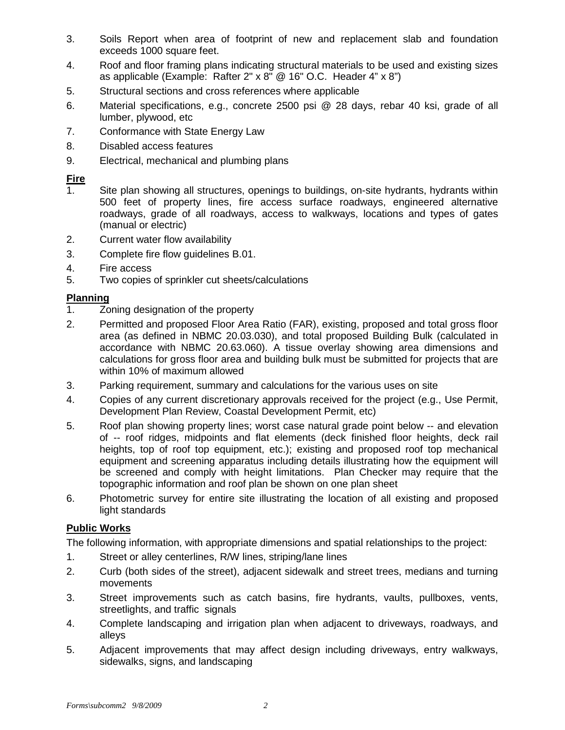3. Soils Report when area of footprint of new and replacement slab and foundation exceeds 1000 square feet.
4. Roof and floor framing plans indicating structural materials to be used and existing sizes as applicable (Example: Rafter 2" x 8" @ 16" O.C. Header 4" x 8")
5. Structural sections and cross references where applicable
6. Material specifications, e.g., concrete 2500 psi @ 28 days, rebar 40 ksi, grade of all lumber, plywood, etc
7. Conformance with State Energy Law
8. Disabled access features
9. Electrical, mechanical and plumbing plans

**Fire**

1. Site plan showing all structures, openings to buildings, on-site hydrants, hydrants within 500 feet of property lines, fire access surface roadways, engineered alternative roadways, grade of all roadways, access to walkways, locations and types of gates (manual or electric)
2. Current water flow availability
3. Complete fire flow guidelines B.01.
4. Fire access
5. Two copies of sprinkler cut sheets/calculations

**Planning**

1. Zoning designation of the property
2. Permitted and proposed Floor Area Ratio (FAR), existing, proposed and total gross floor area (as defined in NBMC 20.03.030), and total proposed Building Bulk (calculated in accordance with NBMC 20.63.060). A tissue overlay showing area dimensions and calculations for gross floor area and building bulk must be submitted for projects that are within 10% of maximum allowed
3. Parking requirement, summary and calculations for the various uses on site
4. Copies of any current discretionary approvals received for the project (e.g., Use Permit, Development Plan Review, Coastal Development Permit, etc)
5. Roof plan showing property lines; worst case natural grade point below -- and elevation of -- roof ridges, midpoints and flat elements (deck finished floor heights, deck rail heights, top of roof top equipment, etc.); existing and proposed roof top mechanical equipment and screening apparatus including details illustrating how the equipment will be screened and comply with height limitations. Plan Checker may require that the topographic information and roof plan be shown on one plan sheet
6. Photometric survey for entire site illustrating the location of all existing and proposed light standards

**Public Works**

The following information, with appropriate dimensions and spatial relationships to the project:

1. Street or alley centerlines, R/W lines, striping/lane lines
2. Curb (both sides of the street), adjacent sidewalk and street trees, medians and turning movements
3. Street improvements such as catch basins, fire hydrants, vaults, pullboxes, vents, streetlights, and traffic signals
4. Complete landscaping and irrigation plan when adjacent to driveways, roadways, and alleys
5. Adjacent improvements that may affect design including driveways, entry walkways, sidewalks, signs, and landscaping